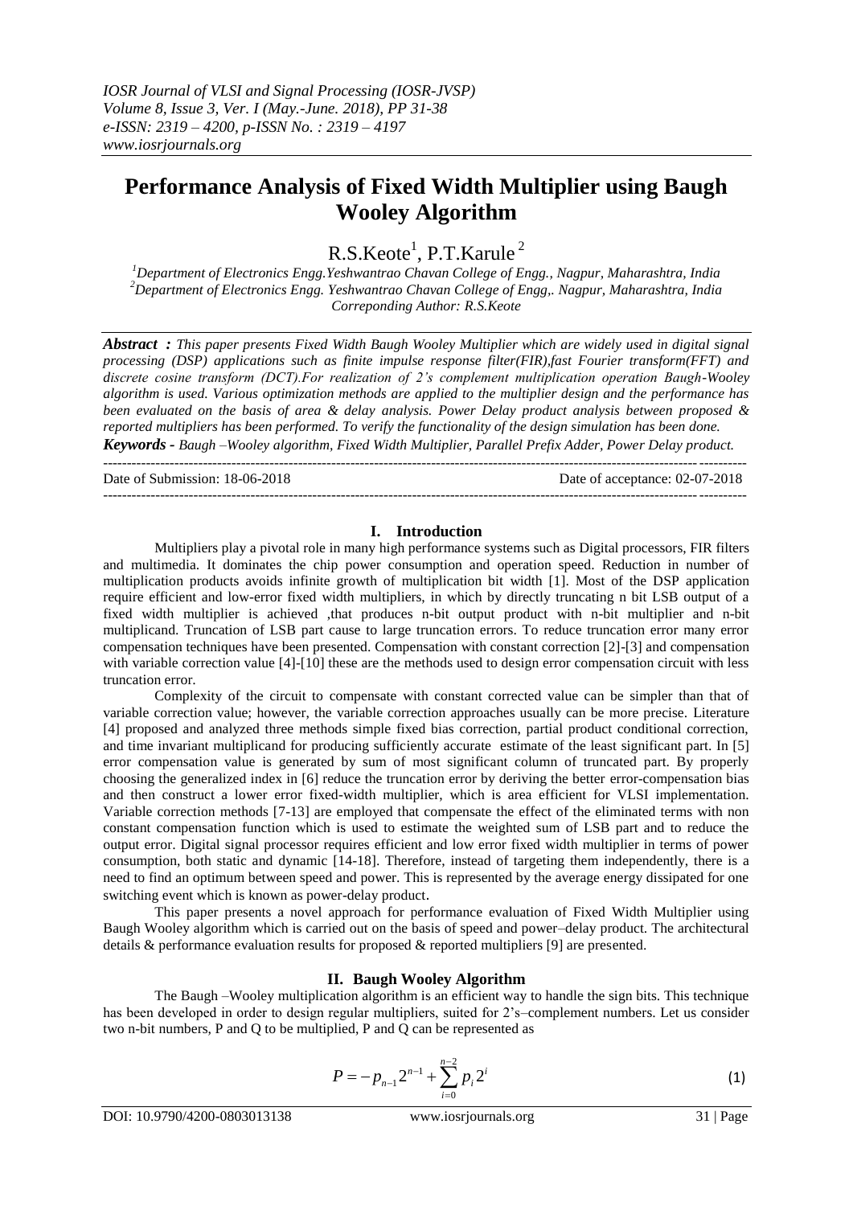# Performance Analysis of Fixed Width Multiplier using Baugh Wooley Algorithm

R.S.Keote[1], P.T.Karule [2]

[1]Department of Electronics Engg.Yeshwantrao Chavan College of Engg., Nagpur, Maharashtra, India
[2]Department of Electronics Engg. Yeshwantrao Chavan College of Engg,. Nagpur, Maharashtra, India
Correponding Author: R.S.Keote

***Abstract :*** *This paper presents Fixed Width Baugh Wooley Multiplier which are widely used in digital signal processing (DSP) applications such as finite impulse response filter(FIR),fast Fourier transform(FFT) and discrete cosine transform (DCT).For realization of 2's complement multiplication operation Baugh-Wooley algorithm is used. Various optimization methods are applied to the multiplier design and the performance has been evaluated on the basis of area & delay analysis. Power Delay product analysis between proposed & reported multipliers has been performed. To verify the functionality of the design simulation has been done.*

***Keywords -*** *Baugh –Wooley algorithm, Fixed Width Multiplier, Parallel Prefix Adder, Power Delay product.*

---

Date of Submission: 18-06-2018 Date of acceptance: 02-07-2018

---

## I. Introduction

Multipliers play a pivotal role in many high performance systems such as Digital processors, FIR filters and multimedia. It dominates the chip power consumption and operation speed. Reduction in number of multiplication products avoids infinite growth of multiplication bit width [1]. Most of the DSP application require efficient and low-error fixed width multipliers, in which by directly truncating n bit LSB output of a fixed width multiplier is achieved ,that produces n-bit output product with n-bit multiplier and n-bit multiplicand. Truncation of LSB part cause to large truncation errors. To reduce truncation error many error compensation techniques have been presented. Compensation with constant correction [2]-[3] and compensation with variable correction value [4]-[10] these are the methods used to design error compensation circuit with less truncation error.

Complexity of the circuit to compensate with constant corrected value can be simpler than that of variable correction value; however, the variable correction approaches usually can be more precise. Literature [4] proposed and analyzed three methods simple fixed bias correction, partial product conditional correction, and time invariant multiplicand for producing sufficiently accurate estimate of the least significant part. In [5] error compensation value is generated by sum of most significant column of truncated part. By properly choosing the generalized index in [6] reduce the truncation error by deriving the better error-compensation bias and then construct a lower error fixed-width multiplier, which is area efficient for VLSI implementation. Variable correction methods [7-13] are employed that compensate the effect of the eliminated terms with non constant compensation function which is used to estimate the weighted sum of LSB part and to reduce the output error. Digital signal processor requires efficient and low error fixed width multiplier in terms of power consumption, both static and dynamic [14-18]. Therefore, instead of targeting them independently, there is a need to find an optimum between speed and power. This is represented by the average energy dissipated for one switching event which is known as power-delay product.

This paper presents a novel approach for performance evaluation of Fixed Width Multiplier using Baugh Wooley algorithm which is carried out on the basis of speed and power–delay product. The architectural details & performance evaluation results for proposed & reported multipliers [9] are presented.

## II. Baugh Wooley Algorithm

The Baugh –Wooley multiplication algorithm is an efficient way to handle the sign bits. This technique has been developed in order to design regular multipliers, suited for 2's–complement numbers. Let us consider two n-bit numbers, P and Q to be multiplied, P and Q can be represented as

$$P = -p_{n-1}2^{n-1} + \sum_{i=0}^{n-2} p_i 2^i \tag{1}$$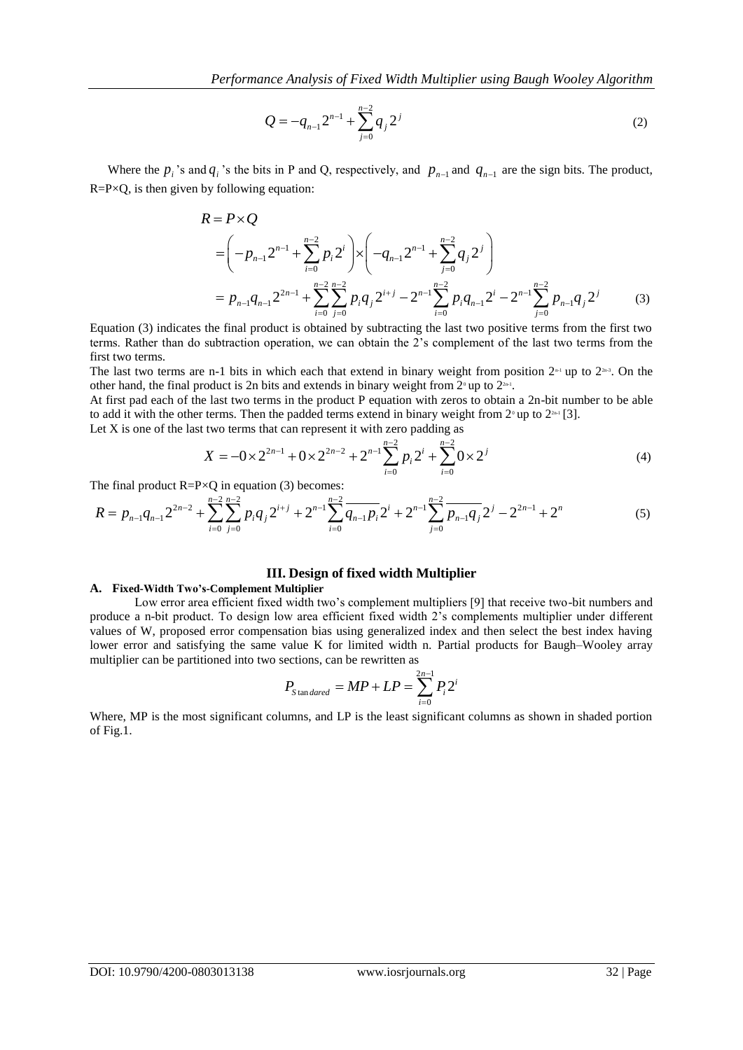$$Q = -q_{n-1}2^{n-1} + \sum_{j=0}^{n-2} q_j 2^j \tag{2}$$

Where the $p_i$'s and $q_i$'s the bits in P and Q, respectively, and $p_{n-1}$ and $q_{n-1}$ are the sign bits. The product, R=P×Q, is then given by following equation:

$$\begin{aligned} R &= P \times Q \\ &= \left(-p_{n-1}2^{n-1} + \sum_{i=0}^{n-2} p_i 2^i\right) \times \left(-q_{n-1}2^{n-1} + \sum_{j=0}^{n-2} q_j 2^j\right) \\ &= p_{n-1}q_{n-1}2^{2n-1} + \sum_{i=0}^{n-2}\sum_{j=0}^{n-2} p_i q_j 2^{i+j} - 2^{n-1}\sum_{i=0}^{n-2} p_i q_{n-1} 2^i - 2^{n-1}\sum_{j=0}^{n-2} p_{n-1} q_j 2^j \end{aligned} \tag{3}$$

Equation (3) indicates the final product is obtained by subtracting the last two positive terms from the first two terms. Rather than do subtraction operation, we can obtain the 2's complement of the last two terms from the first two terms.

The last two terms are n-1 bits in which each that extend in binary weight from position $2^{n-1}$ up to $2^{2n-3}$. On the other hand, the final product is 2n bits and extends in binary weight from $2^0$ up to $2^{2n-1}$.

At first pad each of the last two terms in the product P equation with zeros to obtain a 2n-bit number to be able to add it with the other terms. Then the padded terms extend in binary weight from $2^0$ up to $2^{2n-1}$ [3].

Let X is one of the last two terms that can represent it with zero padding as

$$X = -0 \times 2^{2n-1} + 0 \times 2^{2n-2} + 2^{n-1}\sum_{i=0}^{n-2} p_i 2^i + \sum_{i=0}^{n-2} 0 \times 2^j \tag{4}$$

The final product R=P×Q in equation (3) becomes:

$$R = p_{n-1}q_{n-1}2^{2n-2} + \sum_{i=0}^{n-2}\sum_{j=0}^{n-2} p_i q_j 2^{i+j} + 2^{n-1}\sum_{i=0}^{n-2} \overline{q_{n-1}p_i}\, 2^i + 2^{n-1}\sum_{j=0}^{n-2} \overline{p_{n-1}q_j}\, 2^j - 2^{2n-1} + 2^n \tag{5}$$

## III. Design of fixed width Multiplier

### A. Fixed-Width Two's-Complement Multiplier

Low error area efficient fixed width two's complement multipliers [9] that receive two-bit numbers and produce a n-bit product. To design low area efficient fixed width 2's complements multiplier under different values of W, proposed error compensation bias using generalized index and then select the best index having lower error and satisfying the same value K for limited width n. Partial products for Baugh–Wooley array multiplier can be partitioned into two sections, can be rewritten as

$$P_{S\tan dared} = MP + LP = \sum_{i=0}^{2n-1} P_i 2^i$$

Where, MP is the most significant columns, and LP is the least significant columns as shown in shaded portion of Fig.1.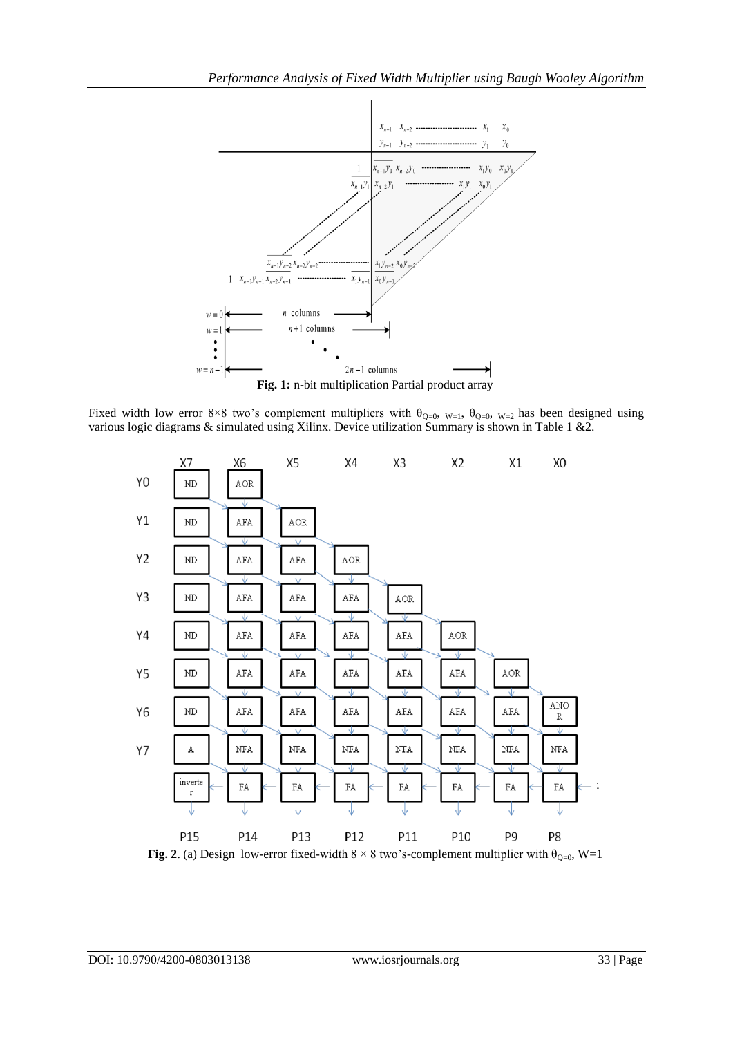**Fig. 1:** n-bit multiplication Partial product array

Fixed width low error 8×8 two's complement multipliers with $\theta_{Q=0,\ W=1}$, $\theta_{Q=0,\ W=2}$ has been designed using various logic diagrams & simulated using Xilinx. Device utilization Summary is shown in Table 1 &2.

**Fig. 2**. (a) Design low-error fixed-width 8 × 8 two's-complement multiplier with $\theta_{Q=0}$, W=1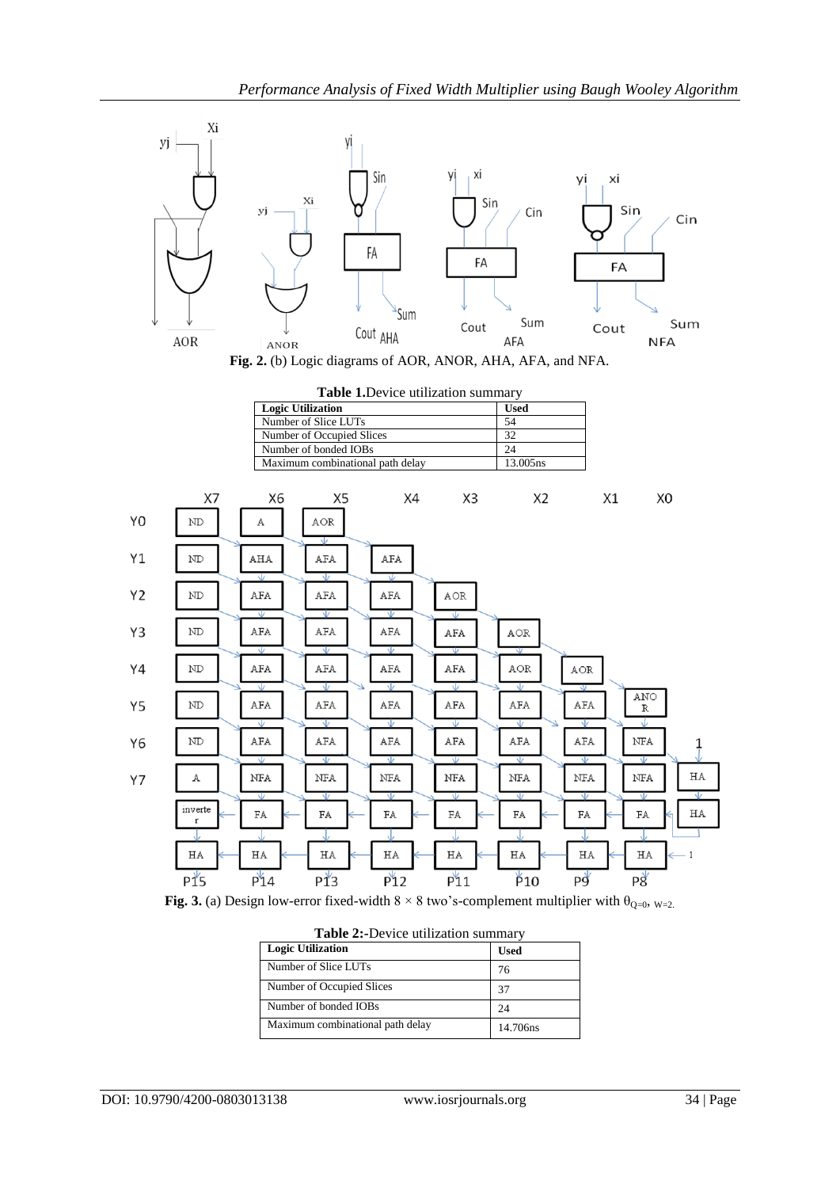**Fig. 2.** (b) Logic diagrams of AOR, ANOR, AHA, AFA, and NFA.

**Table 1.** Device utilization summary

| Logic Utilization | Used |
| --- | --- |
| Number of Slice LUTs | 54 |
| Number of Occupied Slices | 32 |
| Number of bonded IOBs | 24 |
| Maximum combinational path delay | 13.005ns |

**Fig. 3.** (a) Design low-error fixed-width 8 × 8 two's-complement multiplier with $\theta_{Q=0,\ W=2}$.

**Table 2:-** Device utilization summary

| Logic Utilization | Used |
| --- | --- |
| Number of Slice LUTs | 76 |
| Number of Occupied Slices | 37 |
| Number of bonded IOBs | 24 |
| Maximum combinational path delay | 14.706ns |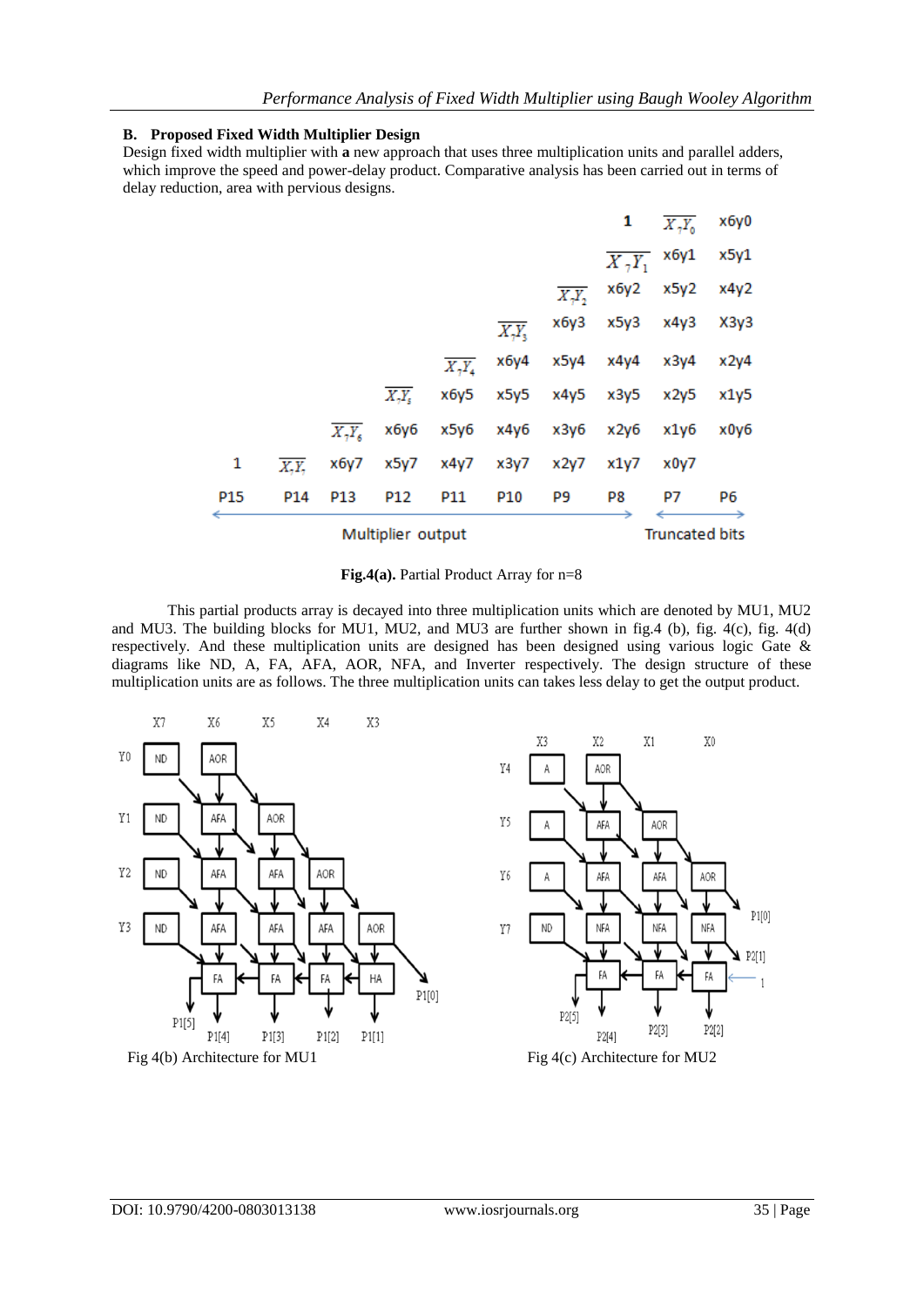### B. Proposed Fixed Width Multiplier Design

Design fixed width multiplier with **a** new approach that uses three multiplication units and parallel adders, which improve the speed and power-delay product. Comparative analysis has been carried out in terms of delay reduction, area with pervious designs.

| | | | | | | | | | 1 | $\overline{X_7Y_0}$ | x6y0 |
|---|---|---|---|---|---|---|---|---|---|---|---|
| | | | | | | | | $\overline{X_7Y_1}$ | x6y1 | x5y1 | |
| | | | | | | | $\overline{X_7Y_2}$ | x6y2 | x5y2 | x4y2 | |
| | | | | | | $\overline{X_7Y_3}$ | x6y3 | x5y3 | x4y3 | X3y3 | |
| | | | | | $\overline{X_7Y_4}$ | x6y4 | x5y4 | x4y4 | x3y4 | x2y4 | |
| | | | | $\overline{X_7Y_5}$ | x6y5 | x5y5 | x4y5 | x3y5 | x2y5 | x1y5 | |
| | | | $\overline{X_7Y_6}$ | x6y6 | x5y6 | x4y6 | x3y6 | x2y6 | x1y6 | x0y6 | |
| 1 | $\overline{X_7Y_7}$ | x6y7 | x5y7 | x4y7 | x3y7 | x2y7 | x1y7 | x0y7 | | | |
| P15 | P14 | P13 | P12 | P11 | P10 | P9 | P8 | P7 | P6 | | |

Multiplier output (P15–P8) | Truncated bits (P7–P6)

**Fig.4(a).** Partial Product Array for n=8

This partial products array is decayed into three multiplication units which are denoted by MU1, MU2 and MU3. The building blocks for MU1, MU2, and MU3 are further shown in fig.4 (b), fig. 4(c), fig. 4(d) respectively. And these multiplication units are designed has been designed using various logic Gate & diagrams like ND, A, FA, AFA, AOR, NFA, and Inverter respectively. The design structure of these multiplication units are as follows. The three multiplication units can takes less delay to get the output product.

Fig 4(b) Architecture for MU1

Fig 4(c) Architecture for MU2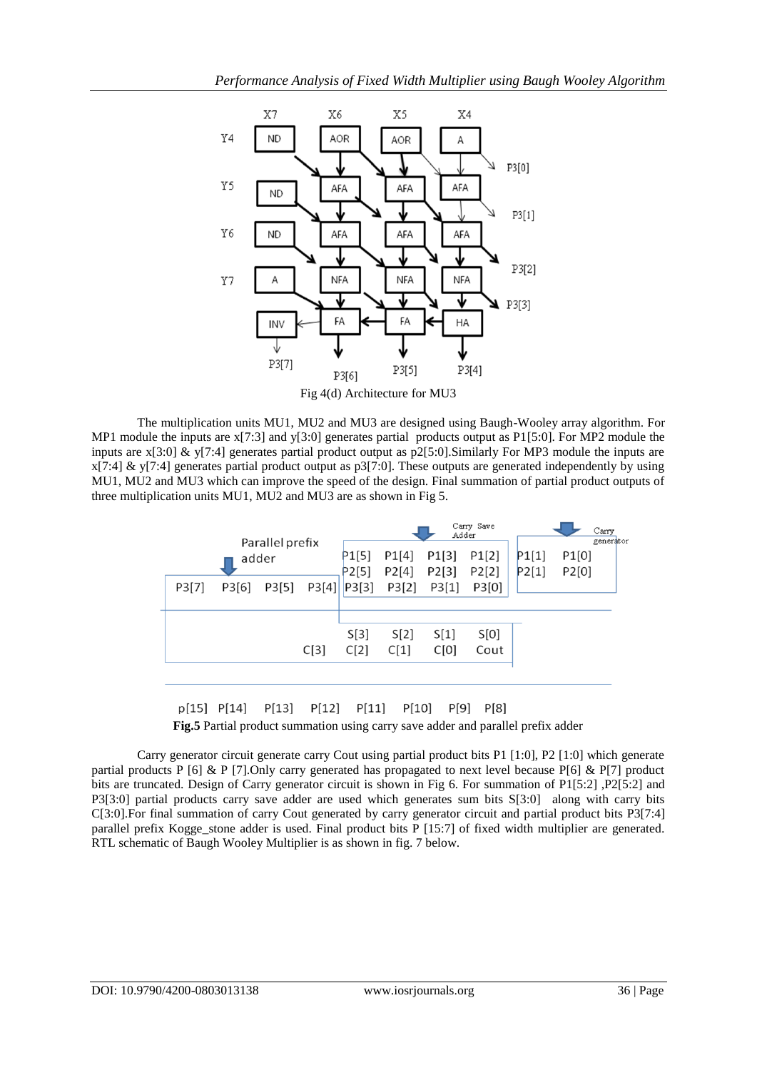Fig 4(d) Architecture for MU3

The multiplication units MU1, MU2 and MU3 are designed using Baugh-Wooley array algorithm. For MP1 module the inputs are x[7:3] and y[3:0] generates partial products output as P1[5:0]. For MP2 module the inputs are x[3:0] & y[7:4] generates partial product output as p2[5:0].Similarly For MP3 module the inputs are x[7:4] & y[7:4] generates partial product output as p3[7:0]. These outputs are generated independently by using MU1, MU2 and MU3 which can improve the speed of the design. Final summation of partial product outputs of three multiplication units MU1, MU2 and MU3 are as shown in Fig 5.

**Fig.5** Partial product summation using carry save adder and parallel prefix adder

Carry generator circuit generate carry Cout using partial product bits P1 [1:0], P2 [1:0] which generate partial products P [6] & P [7].Only carry generated has propagated to next level because P[6] & P[7] product bits are truncated. Design of Carry generator circuit is shown in Fig 6. For summation of P1[5:2] ,P2[5:2] and P3[3:0] partial products carry save adder are used which generates sum bits S[3:0] along with carry bits C[3:0].For final summation of carry Cout generated by carry generator circuit and partial product bits P3[7:4] parallel prefix Kogge_stone adder is used. Final product bits P [15:7] of fixed width multiplier are generated. RTL schematic of Baugh Wooley Multiplier is as shown in fig. 7 below.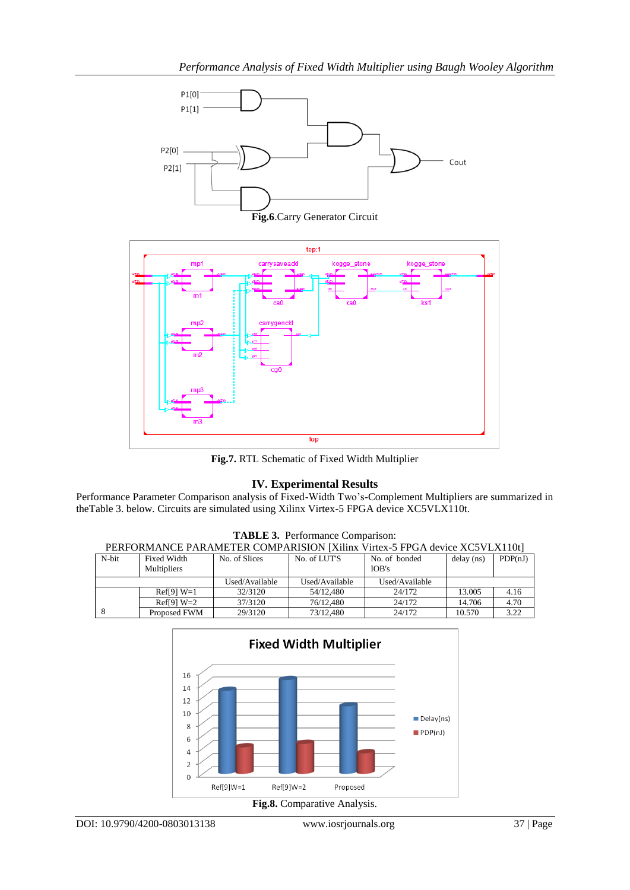Fig.6.Carry Generator Circuit

Fig.7. RTL Schematic of Fixed Width Multiplier

## IV. Experimental Results

Performance Parameter Comparison analysis of Fixed-Width Two's-Complement Multipliers are summarized in theTable 3. below. Circuits are simulated using Xilinx Virtex-5 FPGA device XC5VLX110t.

**TABLE 3.** Performance Comparison:
PERFORMANCE PARAMETER COMPARISION [Xilinx Virtex-5 FPGA device XC5VLX110t]

| N-bit | Fixed Width Multipliers | No. of Slices | No. of LUT'S | No. of bonded IOB's | delay (ns) | PDP(nJ) |
|---|---|---|---|---|---|---|
| | | Used/Available | Used/Available | Used/Available | | |
| 8 | Ref[9] W=1 | 32/3120 | 54/12,480 | 24/172 | 13.005 | 4.16 |
| | Ref[9] W=2 | 37/3120 | 76/12,480 | 24/172 | 14.706 | 4.70 |
| | Proposed FWM | 29/3120 | 73/12,480 | 24/172 | 10.570 | 3.22 |

Fig.8. Comparative Analysis.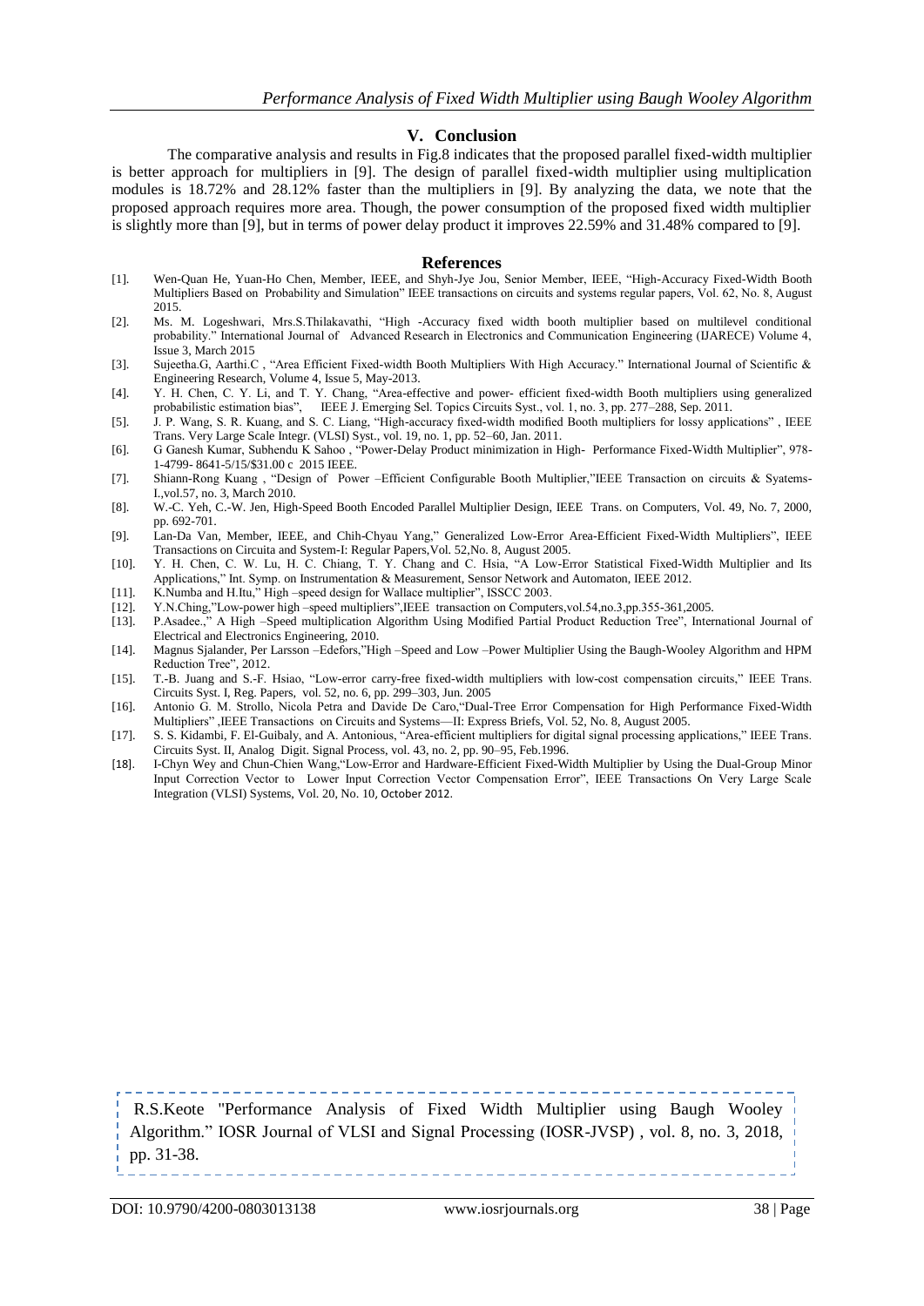## V. Conclusion

The comparative analysis and results in Fig.8 indicates that the proposed parallel fixed-width multiplier is better approach for multipliers in [9]. The design of parallel fixed-width multiplier using multiplication modules is 18.72% and 28.12% faster than the multipliers in [9]. By analyzing the data, we note that the proposed approach requires more area. Though, the power consumption of the proposed fixed width multiplier is slightly more than [9], but in terms of power delay product it improves 22.59% and 31.48% compared to [9].

## References

[1]. Wen-Quan He, Yuan-Ho Chen, Member, IEEE, and Shyh-Jye Jou, Senior Member, IEEE, "High-Accuracy Fixed-Width Booth Multipliers Based on Probability and Simulation" IEEE transactions on circuits and systems regular papers, Vol. 62, No. 8, August 2015.

[2]. Ms. M. Logeshwari, Mrs.S.Thilakavathi, "High -Accuracy fixed width booth multiplier based on multilevel conditional probability." International Journal of Advanced Research in Electronics and Communication Engineering (IJARECE) Volume 4, Issue 3, March 2015

[3]. Sujeetha.G, Aarthi.C , "Area Efficient Fixed-width Booth Multipliers With High Accuracy." International Journal of Scientific & Engineering Research, Volume 4, Issue 5, May-2013.

[4]. Y. H. Chen, C. Y. Li, and T. Y. Chang, "Area-effective and power- efficient fixed-width Booth multipliers using generalized probabilistic estimation bias", IEEE J. Emerging Sel. Topics Circuits Syst., vol. 1, no. 3, pp. 277–288, Sep. 2011.

[5]. J. P. Wang, S. R. Kuang, and S. C. Liang, "High-accuracy fixed-width modified Booth multipliers for lossy applications" , IEEE Trans. Very Large Scale Integr. (VLSI) Syst., vol. 19, no. 1, pp. 52–60, Jan. 2011.

[6]. G Ganesh Kumar, Subhendu K Sahoo , "Power-Delay Product minimization in High- Performance Fixed-Width Multiplier", 978-1-4799- 8641-5/15/$31.00 c 2015 IEEE.

[7]. Shiann-Rong Kuang , "Design of Power –Efficient Configurable Booth Multiplier,"IEEE Transaction on circuits & Syatems-I.,vol.57, no. 3, March 2010.

[8]. W.-C. Yeh, C.-W. Jen, High-Speed Booth Encoded Parallel Multiplier Design, IEEE Trans. on Computers, Vol. 49, No. 7, 2000, pp. 692-701.

[9]. Lan-Da Van, Member, IEEE, and Chih-Chyau Yang," Generalized Low-Error Area-Efficient Fixed-Width Multipliers", IEEE Transactions on Circuita and System-I: Regular Papers,Vol. 52,No. 8, August 2005.

[10]. Y. H. Chen, C. W. Lu, H. C. Chiang, T. Y. Chang and C. Hsia, "A Low-Error Statistical Fixed-Width Multiplier and Its Applications," Int. Symp. on Instrumentation & Measurement, Sensor Network and Automaton, IEEE 2012.

[11]. K.Numba and H.Itu," High –speed design for Wallace multiplier", ISSCC 2003.

[12]. Y.N.Ching,"Low-power high –speed multipliers",IEEE transaction on Computers,vol.54,no.3,pp.355-361,2005.

[13]. P.Asadee.," A High –Speed multiplication Algorithm Using Modified Partial Product Reduction Tree", International Journal of Electrical and Electronics Engineering, 2010.

[14]. Magnus Sjalander, Per Larsson –Edefors,"High –Speed and Low –Power Multiplier Using the Baugh-Wooley Algorithm and HPM Reduction Tree", 2012.

[15]. T.-B. Juang and S.-F. Hsiao, "Low-error carry-free fixed-width multipliers with low-cost compensation circuits," IEEE Trans. Circuits Syst. I, Reg. Papers, vol. 52, no. 6, pp. 299–303, Jun. 2005

[16]. Antonio G. M. Strollo, Nicola Petra and Davide De Caro,"Dual-Tree Error Compensation for High Performance Fixed-Width Multipliers" ,IEEE Transactions on Circuits and Systems—II: Express Briefs, Vol. 52, No. 8, August 2005.

[17]. S. S. Kidambi, F. El-Guibaly, and A. Antonious, "Area-efficient multipliers for digital signal processing applications," IEEE Trans. Circuits Syst. II, Analog Digit. Signal Process, vol. 43, no. 2, pp. 90–95, Feb.1996.

[18]. I-Chyn Wey and Chun-Chien Wang,"Low-Error and Hardware-Efficient Fixed-Width Multiplier by Using the Dual-Group Minor Input Correction Vector to Lower Input Correction Vector Compensation Error", IEEE Transactions On Very Large Scale Integration (VLSI) Systems, Vol. 20, No. 10, October 2012.

R.S.Keote "Performance Analysis of Fixed Width Multiplier using Baugh Wooley Algorithm." IOSR Journal of VLSI and Signal Processing (IOSR-JVSP) , vol. 8, no. 3, 2018, pp. 31-38.